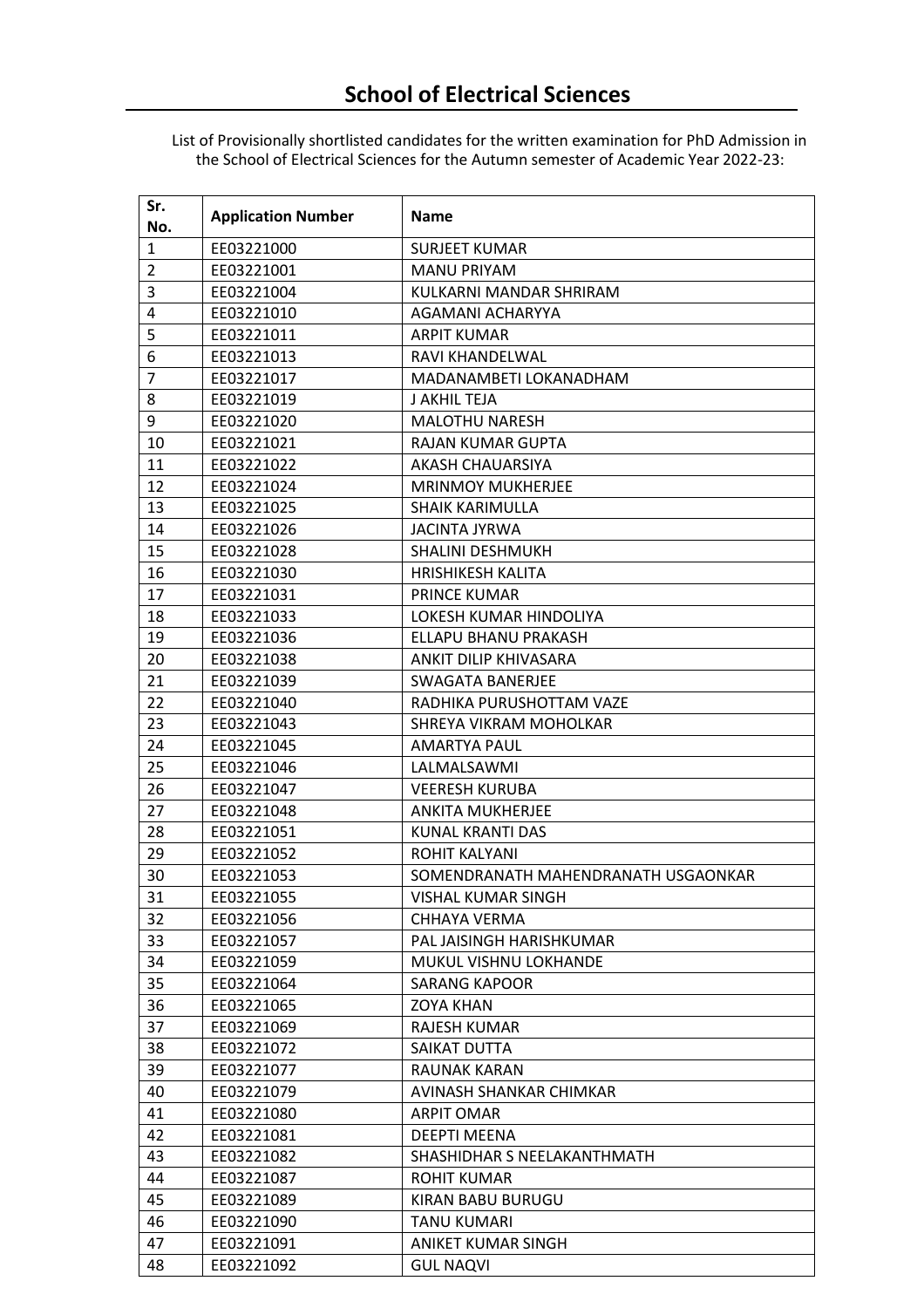# School of Electrical Sciences

List of Provisionally shortlisted candidates for the written examination for PhD Admission in the School of Electrical Sciences for the Autumn semester of Academic Year 2022-23:

| Sr. No. | Application Number | Name |
|---|---|---|
| 1 | EE03221000 | SURJEET KUMAR |
| 2 | EE03221001 | MANU PRIYAM |
| 3 | EE03221004 | KULKARNI MANDAR SHRIRAM |
| 4 | EE03221010 | AGAMANI ACHARYYA |
| 5 | EE03221011 | ARPIT KUMAR |
| 6 | EE03221013 | RAVI KHANDELWAL |
| 7 | EE03221017 | MADANAMBETI LOKANADHAM |
| 8 | EE03221019 | J AKHIL TEJA |
| 9 | EE03221020 | MALOTHU NARESH |
| 10 | EE03221021 | RAJAN KUMAR GUPTA |
| 11 | EE03221022 | AKASH CHAUARSIYA |
| 12 | EE03221024 | MRINMOY MUKHERJEE |
| 13 | EE03221025 | SHAIK KARIMULLA |
| 14 | EE03221026 | JACINTA JYRWA |
| 15 | EE03221028 | SHALINI DESHMUKH |
| 16 | EE03221030 | HRISHIKESH KALITA |
| 17 | EE03221031 | PRINCE KUMAR |
| 18 | EE03221033 | LOKESH KUMAR HINDOLIYA |
| 19 | EE03221036 | ELLAPU BHANU PRAKASH |
| 20 | EE03221038 | ANKIT DILIP KHIVASARA |
| 21 | EE03221039 | SWAGATA BANERJEE |
| 22 | EE03221040 | RADHIKA PURUSHOTTAM VAZE |
| 23 | EE03221043 | SHREYA VIKRAM MOHOLKAR |
| 24 | EE03221045 | AMARTYA PAUL |
| 25 | EE03221046 | LALMALSAWMI |
| 26 | EE03221047 | VEERESH KURUBA |
| 27 | EE03221048 | ANKITA MUKHERJEE |
| 28 | EE03221051 | KUNAL KRANTI DAS |
| 29 | EE03221052 | ROHIT KALYANI |
| 30 | EE03221053 | SOMENDRANATH MAHENDRANATH USGAONKAR |
| 31 | EE03221055 | VISHAL KUMAR SINGH |
| 32 | EE03221056 | CHHAYA VERMA |
| 33 | EE03221057 | PAL JAISINGH HARISHKUMAR |
| 34 | EE03221059 | MUKUL VISHNU LOKHANDE |
| 35 | EE03221064 | SARANG KAPOOR |
| 36 | EE03221065 | ZOYA KHAN |
| 37 | EE03221069 | RAJESH KUMAR |
| 38 | EE03221072 | SAIKAT DUTTA |
| 39 | EE03221077 | RAUNAK KARAN |
| 40 | EE03221079 | AVINASH SHANKAR CHIMKAR |
| 41 | EE03221080 | ARPIT OMAR |
| 42 | EE03221081 | DEEPTI MEENA |
| 43 | EE03221082 | SHASHIDHAR S NEELAKANTHMATH |
| 44 | EE03221087 | ROHIT KUMAR |
| 45 | EE03221089 | KIRAN BABU BURUGU |
| 46 | EE03221090 | TANU KUMARI |
| 47 | EE03221091 | ANIKET KUMAR SINGH |
| 48 | EE03221092 | GUL NAQVI |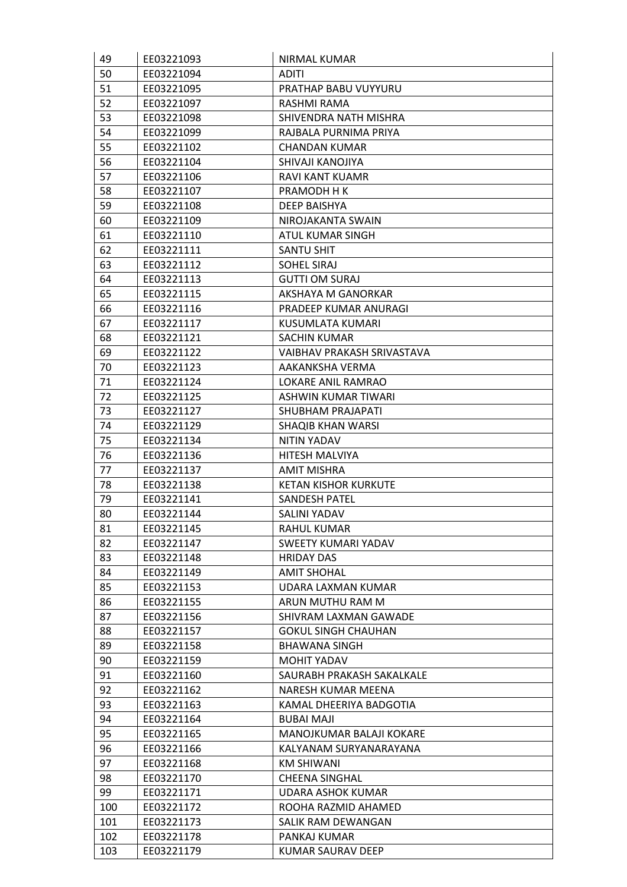| 49 | EE03221093 | NIRMAL KUMAR |
|---|---|---|
| 50 | EE03221094 | ADITI |
| 51 | EE03221095 | PRATHAP BABU VUYYURU |
| 52 | EE03221097 | RASHMI RAMA |
| 53 | EE03221098 | SHIVENDRA NATH MISHRA |
| 54 | EE03221099 | RAJBALA PURNIMA PRIYA |
| 55 | EE03221102 | CHANDAN KUMAR |
| 56 | EE03221104 | SHIVAJI KANOJIYA |
| 57 | EE03221106 | RAVI KANT KUAMR |
| 58 | EE03221107 | PRAMODH H K |
| 59 | EE03221108 | DEEP BAISHYA |
| 60 | EE03221109 | NIROJAKANTA SWAIN |
| 61 | EE03221110 | ATUL KUMAR SINGH |
| 62 | EE03221111 | SANTU SHIT |
| 63 | EE03221112 | SOHEL SIRAJ |
| 64 | EE03221113 | GUTTI OM SURAJ |
| 65 | EE03221115 | AKSHAYA M GANORKAR |
| 66 | EE03221116 | PRADEEP KUMAR ANURAGI |
| 67 | EE03221117 | KUSUMLATA KUMARI |
| 68 | EE03221121 | SACHIN KUMAR |
| 69 | EE03221122 | VAIBHAV PRAKASH SRIVASTAVA |
| 70 | EE03221123 | AAKANKSHA VERMA |
| 71 | EE03221124 | LOKARE ANIL RAMRAO |
| 72 | EE03221125 | ASHWIN KUMAR TIWARI |
| 73 | EE03221127 | SHUBHAM PRAJAPATI |
| 74 | EE03221129 | SHAQIB KHAN WARSI |
| 75 | EE03221134 | NITIN YADAV |
| 76 | EE03221136 | HITESH MALVIYA |
| 77 | EE03221137 | AMIT MISHRA |
| 78 | EE03221138 | KETAN KISHOR KURKUTE |
| 79 | EE03221141 | SANDESH PATEL |
| 80 | EE03221144 | SALINI YADAV |
| 81 | EE03221145 | RAHUL KUMAR |
| 82 | EE03221147 | SWEETY KUMARI YADAV |
| 83 | EE03221148 | HRIDAY DAS |
| 84 | EE03221149 | AMIT SHOHAL |
| 85 | EE03221153 | UDARA LAXMAN KUMAR |
| 86 | EE03221155 | ARUN MUTHU RAM M |
| 87 | EE03221156 | SHIVRAM LAXMAN GAWADE |
| 88 | EE03221157 | GOKUL SINGH CHAUHAN |
| 89 | EE03221158 | BHAWANA SINGH |
| 90 | EE03221159 | MOHIT YADAV |
| 91 | EE03221160 | SAURABH PRAKASH SAKALKALE |
| 92 | EE03221162 | NARESH KUMAR MEENA |
| 93 | EE03221163 | KAMAL DHEERIYA BADGOTIA |
| 94 | EE03221164 | BUBAI MAJI |
| 95 | EE03221165 | MANOJKUMAR BALAJI KOKARE |
| 96 | EE03221166 | KALYANAM SURYANARAYANA |
| 97 | EE03221168 | KM SHIWANI |
| 98 | EE03221170 | CHEENA SINGHAL |
| 99 | EE03221171 | UDARA ASHOK KUMAR |
| 100 | EE03221172 | ROOHA RAZMID AHAMED |
| 101 | EE03221173 | SALIK RAM DEWANGAN |
| 102 | EE03221178 | PANKAJ KUMAR |
| 103 | EE03221179 | KUMAR SAURAV DEEP |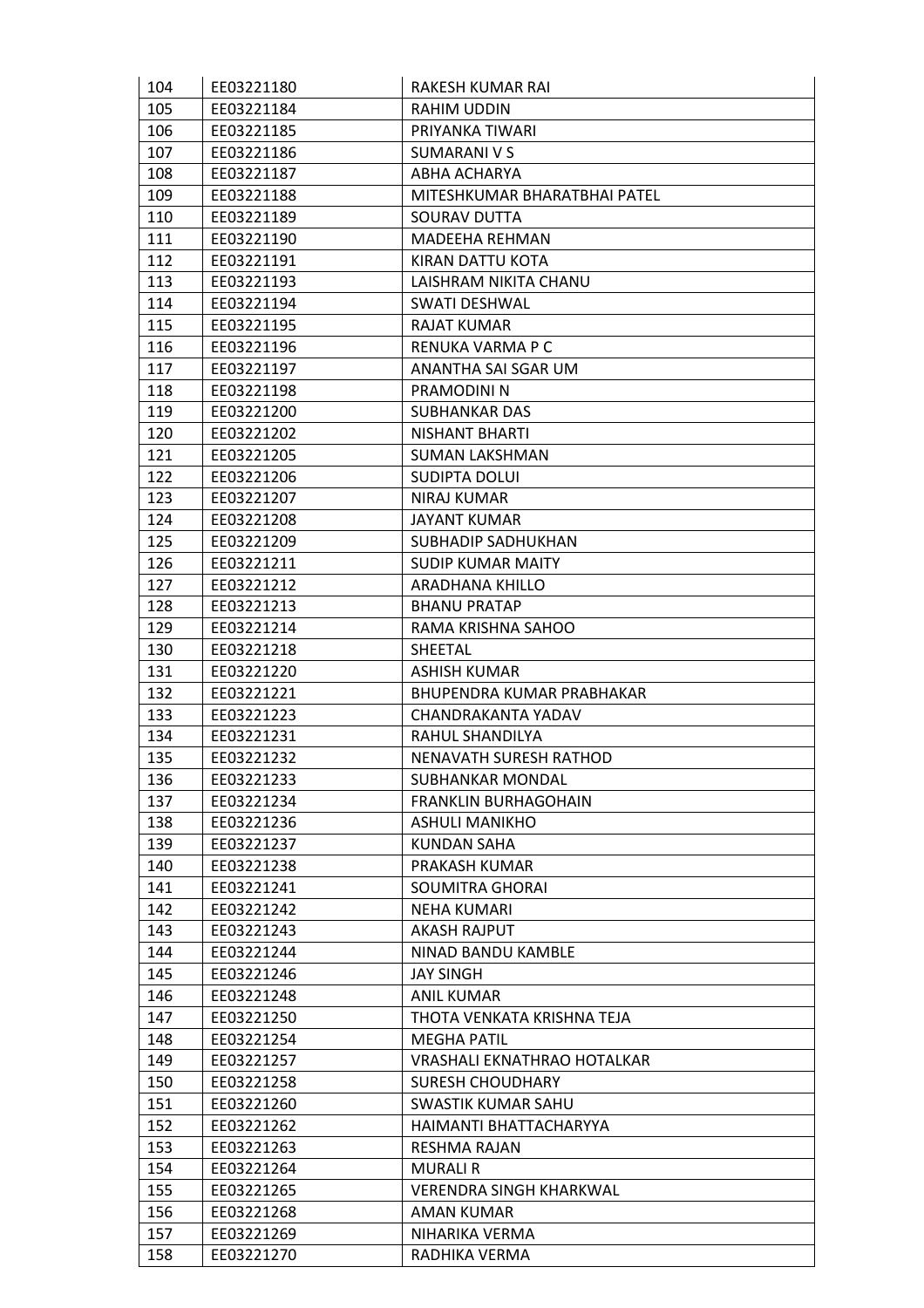| 104 | EE03221180 | RAKESH KUMAR RAI |
|---|---|---|
| 105 | EE03221184 | RAHIM UDDIN |
| 106 | EE03221185 | PRIYANKA TIWARI |
| 107 | EE03221186 | SUMARANI V S |
| 108 | EE03221187 | ABHA ACHARYA |
| 109 | EE03221188 | MITESHKUMAR BHARATBHAI PATEL |
| 110 | EE03221189 | SOURAV DUTTA |
| 111 | EE03221190 | MADEEHA REHMAN |
| 112 | EE03221191 | KIRAN DATTU KOTA |
| 113 | EE03221193 | LAISHRAM NIKITA CHANU |
| 114 | EE03221194 | SWATI DESHWAL |
| 115 | EE03221195 | RAJAT KUMAR |
| 116 | EE03221196 | RENUKA VARMA P C |
| 117 | EE03221197 | ANANTHA SAI SGAR UM |
| 118 | EE03221198 | PRAMODINI N |
| 119 | EE03221200 | SUBHANKAR DAS |
| 120 | EE03221202 | NISHANT BHARTI |
| 121 | EE03221205 | SUMAN LAKSHMAN |
| 122 | EE03221206 | SUDIPTA DOLUI |
| 123 | EE03221207 | NIRAJ KUMAR |
| 124 | EE03221208 | JAYANT KUMAR |
| 125 | EE03221209 | SUBHADIP SADHUKHAN |
| 126 | EE03221211 | SUDIP KUMAR MAITY |
| 127 | EE03221212 | ARADHANA KHILLO |
| 128 | EE03221213 | BHANU PRATAP |
| 129 | EE03221214 | RAMA KRISHNA SAHOO |
| 130 | EE03221218 | SHEETAL |
| 131 | EE03221220 | ASHISH KUMAR |
| 132 | EE03221221 | BHUPENDRA KUMAR PRABHAKAR |
| 133 | EE03221223 | CHANDRAKANTA YADAV |
| 134 | EE03221231 | RAHUL SHANDILYA |
| 135 | EE03221232 | NENAVATH SURESH RATHOD |
| 136 | EE03221233 | SUBHANKAR MONDAL |
| 137 | EE03221234 | FRANKLIN BURHAGOHAIN |
| 138 | EE03221236 | ASHULI MANIKHO |
| 139 | EE03221237 | KUNDAN SAHA |
| 140 | EE03221238 | PRAKASH KUMAR |
| 141 | EE03221241 | SOUMITRA GHORAI |
| 142 | EE03221242 | NEHA KUMARI |
| 143 | EE03221243 | AKASH RAJPUT |
| 144 | EE03221244 | NINAD BANDU KAMBLE |
| 145 | EE03221246 | JAY SINGH |
| 146 | EE03221248 | ANIL KUMAR |
| 147 | EE03221250 | THOTA VENKATA KRISHNA TEJA |
| 148 | EE03221254 | MEGHA PATIL |
| 149 | EE03221257 | VRASHALI EKNATHRAO HOTALKAR |
| 150 | EE03221258 | SURESH CHOUDHARY |
| 151 | EE03221260 | SWASTIK KUMAR SAHU |
| 152 | EE03221262 | HAIMANTI BHATTACHARYYA |
| 153 | EE03221263 | RESHMA RAJAN |
| 154 | EE03221264 | MURALI R |
| 155 | EE03221265 | VERENDRA SINGH KHARKWAL |
| 156 | EE03221268 | AMAN KUMAR |
| 157 | EE03221269 | NIHARIKA VERMA |
| 158 | EE03221270 | RADHIKA VERMA |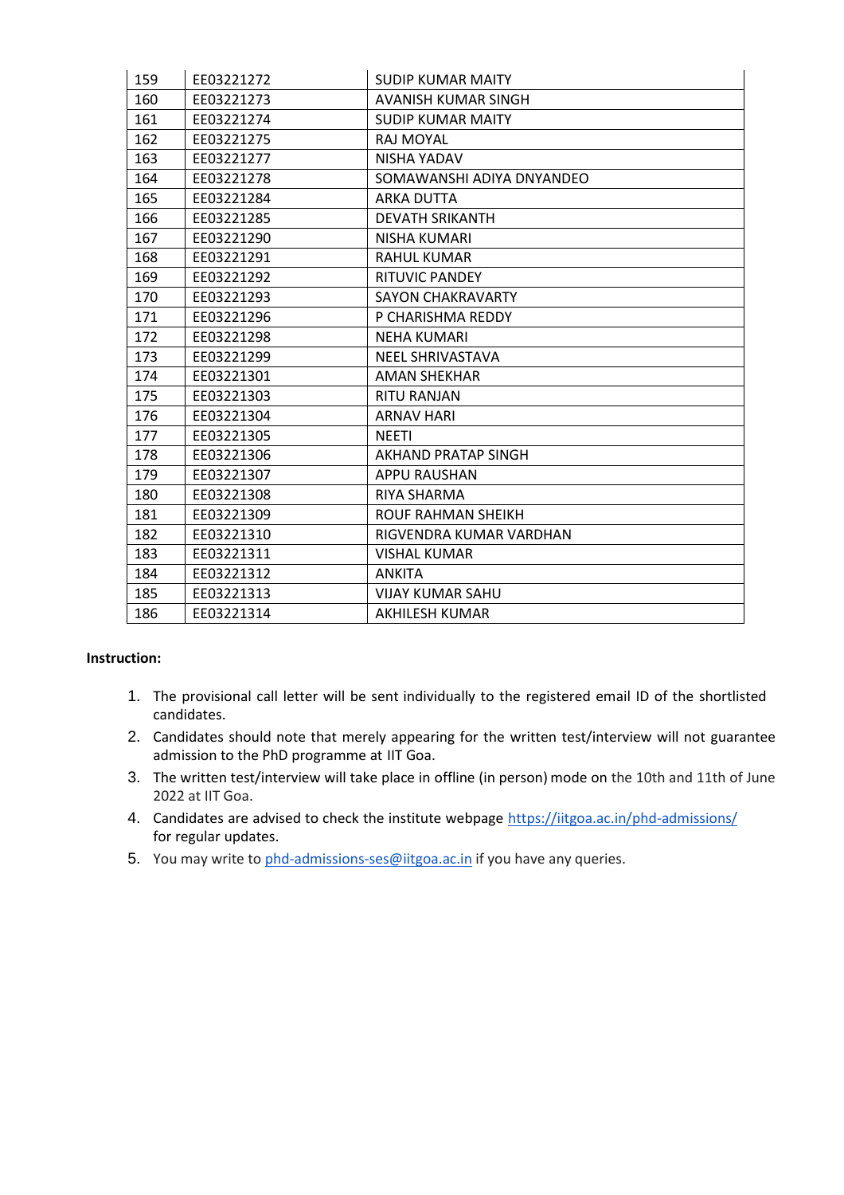| | | |
|---|---|---|
| 159 | EE03221272 | SUDIP KUMAR MAITY |
| 160 | EE03221273 | AVANISH KUMAR SINGH |
| 161 | EE03221274 | SUDIP KUMAR MAITY |
| 162 | EE03221275 | RAJ MOYAL |
| 163 | EE03221277 | NISHA YADAV |
| 164 | EE03221278 | SOMAWANSHI ADIYA DNYANDEO |
| 165 | EE03221284 | ARKA DUTTA |
| 166 | EE03221285 | DEVATH SRIKANTH |
| 167 | EE03221290 | NISHA KUMARI |
| 168 | EE03221291 | RAHUL KUMAR |
| 169 | EE03221292 | RITUVIC PANDEY |
| 170 | EE03221293 | SAYON CHAKRAVARTY |
| 171 | EE03221296 | P CHARISHMA REDDY |
| 172 | EE03221298 | NEHA KUMARI |
| 173 | EE03221299 | NEEL SHRIVASTAVA |
| 174 | EE03221301 | AMAN SHEKHAR |
| 175 | EE03221303 | RITU RANJAN |
| 176 | EE03221304 | ARNAV HARI |
| 177 | EE03221305 | NEETI |
| 178 | EE03221306 | AKHAND PRATAP SINGH |
| 179 | EE03221307 | APPU RAUSHAN |
| 180 | EE03221308 | RIYA SHARMA |
| 181 | EE03221309 | ROUF RAHMAN SHEIKH |
| 182 | EE03221310 | RIGVENDRA KUMAR VARDHAN |
| 183 | EE03221311 | VISHAL KUMAR |
| 184 | EE03221312 | ANKITA |
| 185 | EE03221313 | VIJAY KUMAR SAHU |
| 186 | EE03221314 | AKHILESH KUMAR |

**Instruction:**

1. The provisional call letter will be sent individually to the registered email ID of the shortlisted candidates.
2. Candidates should note that merely appearing for the written test/interview will not guarantee admission to the PhD programme at IIT Goa.
3. The written test/interview will take place in offline (in person) mode on the 10th and 11th of June 2022 at IIT Goa.
4. Candidates are advised to check the institute webpage https://iitgoa.ac.in/phd-admissions/ for regular updates.
5. You may write to phd-admissions-ses@iitgoa.ac.in if you have any queries.